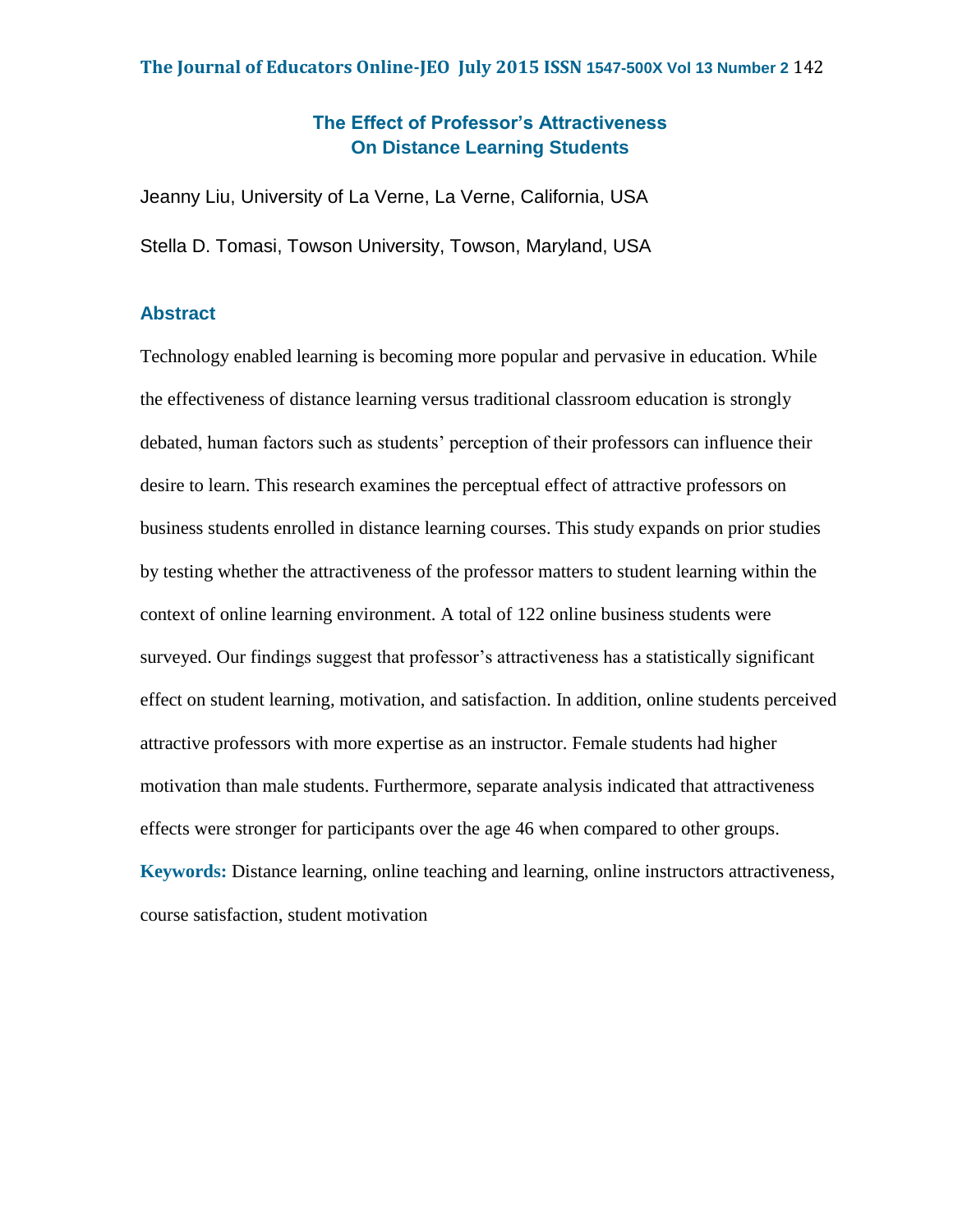# The Effect of Professor's Attractiveness On Distance Learning Students

Jeanny Liu, University of La Verne, La Verne, California, USA

Stella D. Tomasi, Towson University, Towson, Maryland, USA

## Abstract

Technology enabled learning is becoming more popular and pervasive in education. While the effectiveness of distance learning versus traditional classroom education is strongly debated, human factors such as students' perception of their professors can influence their desire to learn. This research examines the perceptual effect of attractive professors on business students enrolled in distance learning courses. This study expands on prior studies by testing whether the attractiveness of the professor matters to student learning within the context of online learning environment. A total of 122 online business students were surveyed. Our findings suggest that professor's attractiveness has a statistically significant effect on student learning, motivation, and satisfaction. In addition, online students perceived attractive professors with more expertise as an instructor. Female students had higher motivation than male students. Furthermore, separate analysis indicated that attractiveness effects were stronger for participants over the age 46 when compared to other groups.

**Keywords:** Distance learning, online teaching and learning, online instructors attractiveness, course satisfaction, student motivation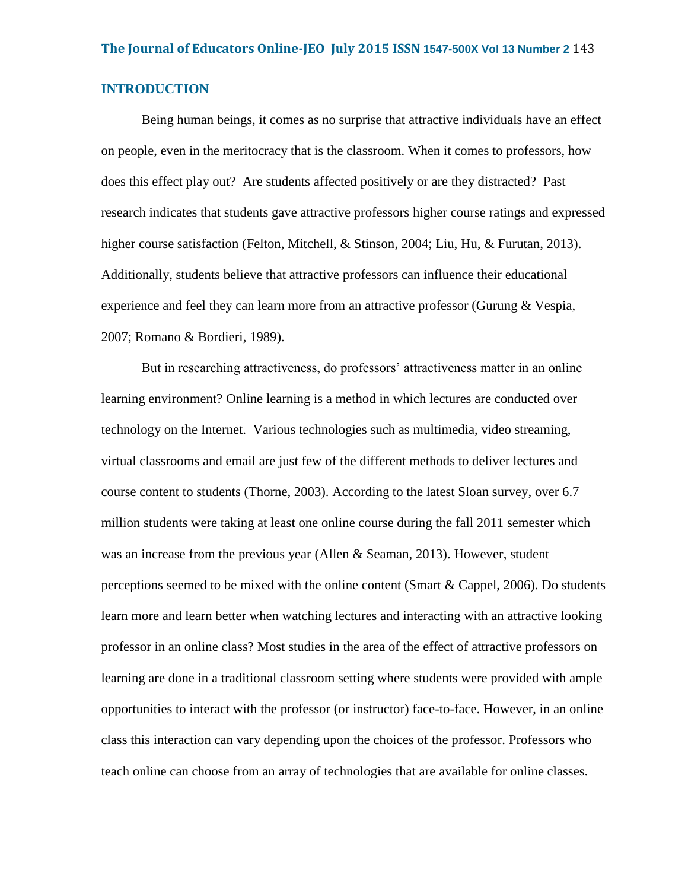## INTRODUCTION

Being human beings, it comes as no surprise that attractive individuals have an effect on people, even in the meritocracy that is the classroom. When it comes to professors, how does this effect play out? Are students affected positively or are they distracted? Past research indicates that students gave attractive professors higher course ratings and expressed higher course satisfaction (Felton, Mitchell, & Stinson, 2004; Liu, Hu, & Furutan, 2013). Additionally, students believe that attractive professors can influence their educational experience and feel they can learn more from an attractive professor (Gurung & Vespia, 2007; Romano & Bordieri, 1989).

But in researching attractiveness, do professors' attractiveness matter in an online learning environment? Online learning is a method in which lectures are conducted over technology on the Internet. Various technologies such as multimedia, video streaming, virtual classrooms and email are just few of the different methods to deliver lectures and course content to students (Thorne, 2003). According to the latest Sloan survey, over 6.7 million students were taking at least one online course during the fall 2011 semester which was an increase from the previous year (Allen & Seaman, 2013). However, student perceptions seemed to be mixed with the online content (Smart & Cappel, 2006). Do students learn more and learn better when watching lectures and interacting with an attractive looking professor in an online class? Most studies in the area of the effect of attractive professors on learning are done in a traditional classroom setting where students were provided with ample opportunities to interact with the professor (or instructor) face-to-face. However, in an online class this interaction can vary depending upon the choices of the professor. Professors who teach online can choose from an array of technologies that are available for online classes.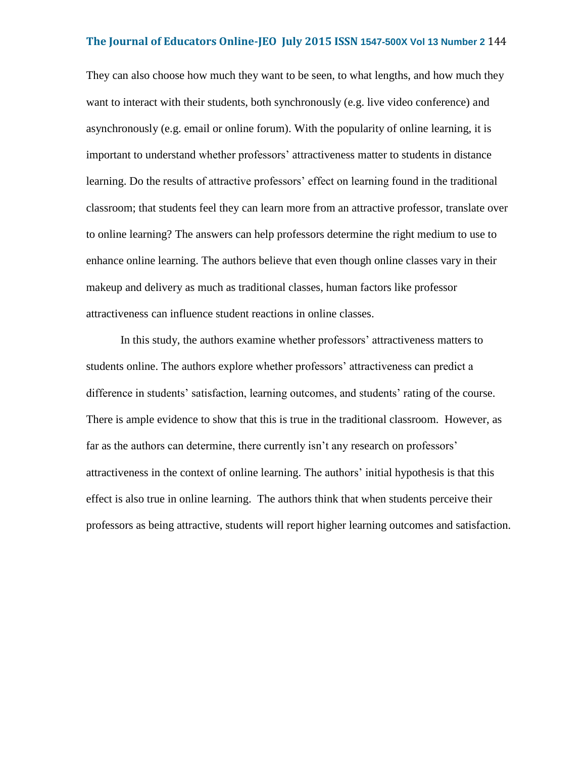They can also choose how much they want to be seen, to what lengths, and how much they want to interact with their students, both synchronously (e.g. live video conference) and asynchronously (e.g. email or online forum). With the popularity of online learning, it is important to understand whether professors' attractiveness matter to students in distance learning. Do the results of attractive professors' effect on learning found in the traditional classroom; that students feel they can learn more from an attractive professor, translate over to online learning? The answers can help professors determine the right medium to use to enhance online learning. The authors believe that even though online classes vary in their makeup and delivery as much as traditional classes, human factors like professor attractiveness can influence student reactions in online classes.

In this study, the authors examine whether professors' attractiveness matters to students online. The authors explore whether professors' attractiveness can predict a difference in students' satisfaction, learning outcomes, and students' rating of the course. There is ample evidence to show that this is true in the traditional classroom. However, as far as the authors can determine, there currently isn't any research on professors' attractiveness in the context of online learning. The authors' initial hypothesis is that this effect is also true in online learning. The authors think that when students perceive their professors as being attractive, students will report higher learning outcomes and satisfaction.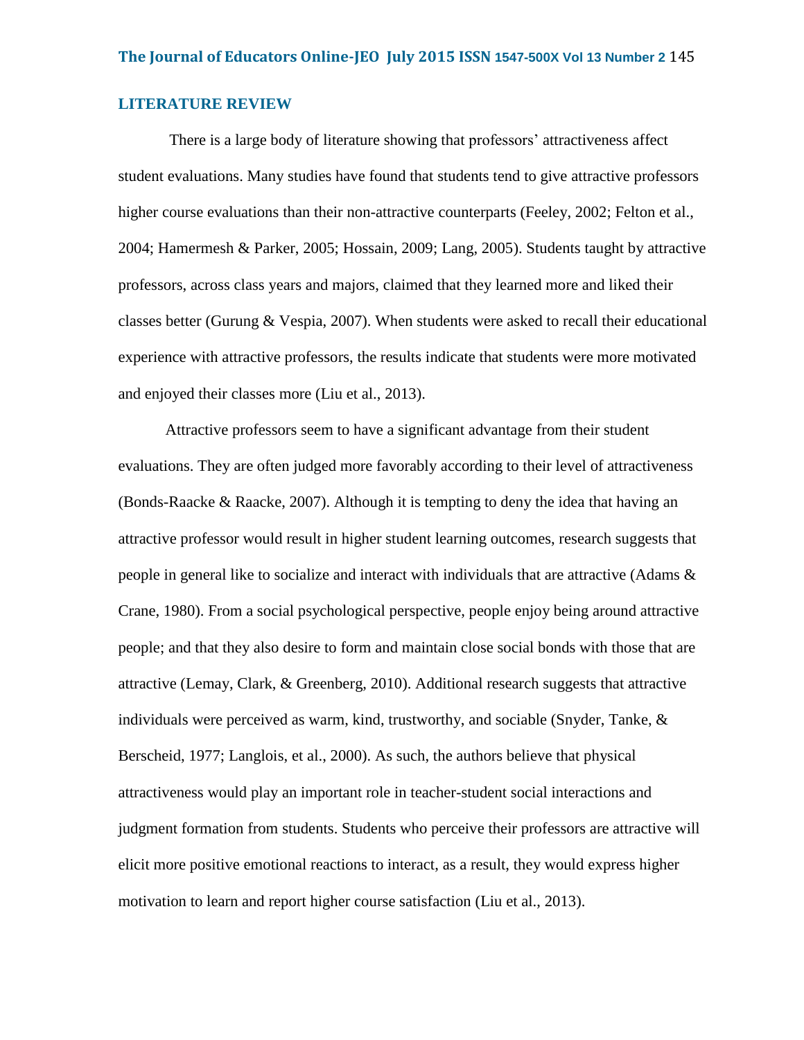## LITERATURE REVIEW

There is a large body of literature showing that professors' attractiveness affect student evaluations. Many studies have found that students tend to give attractive professors higher course evaluations than their non-attractive counterparts (Feeley, 2002; Felton et al., 2004; Hamermesh & Parker, 2005; Hossain, 2009; Lang, 2005). Students taught by attractive professors, across class years and majors, claimed that they learned more and liked their classes better (Gurung & Vespia, 2007). When students were asked to recall their educational experience with attractive professors, the results indicate that students were more motivated and enjoyed their classes more (Liu et al., 2013).

Attractive professors seem to have a significant advantage from their student evaluations. They are often judged more favorably according to their level of attractiveness (Bonds-Raacke & Raacke, 2007). Although it is tempting to deny the idea that having an attractive professor would result in higher student learning outcomes, research suggests that people in general like to socialize and interact with individuals that are attractive (Adams & Crane, 1980). From a social psychological perspective, people enjoy being around attractive people; and that they also desire to form and maintain close social bonds with those that are attractive (Lemay, Clark, & Greenberg, 2010). Additional research suggests that attractive individuals were perceived as warm, kind, trustworthy, and sociable (Snyder, Tanke, & Berscheid, 1977; Langlois, et al., 2000). As such, the authors believe that physical attractiveness would play an important role in teacher-student social interactions and judgment formation from students. Students who perceive their professors are attractive will elicit more positive emotional reactions to interact, as a result, they would express higher motivation to learn and report higher course satisfaction (Liu et al., 2013).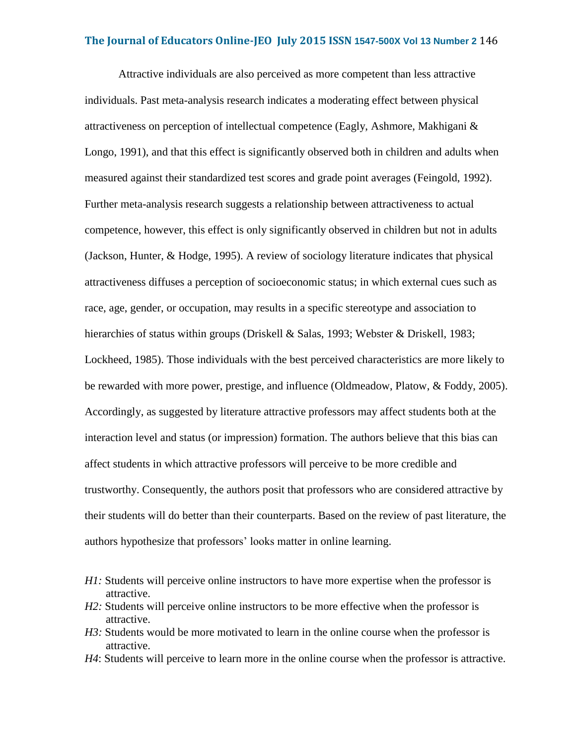Attractive individuals are also perceived as more competent than less attractive individuals. Past meta-analysis research indicates a moderating effect between physical attractiveness on perception of intellectual competence (Eagly, Ashmore, Makhigani & Longo, 1991), and that this effect is significantly observed both in children and adults when measured against their standardized test scores and grade point averages (Feingold, 1992). Further meta-analysis research suggests a relationship between attractiveness to actual competence, however, this effect is only significantly observed in children but not in adults (Jackson, Hunter, & Hodge, 1995). A review of sociology literature indicates that physical attractiveness diffuses a perception of socioeconomic status; in which external cues such as race, age, gender, or occupation, may results in a specific stereotype and association to hierarchies of status within groups (Driskell & Salas, 1993; Webster & Driskell, 1983; Lockheed, 1985). Those individuals with the best perceived characteristics are more likely to be rewarded with more power, prestige, and influence (Oldmeadow, Platow, & Foddy, 2005). Accordingly, as suggested by literature attractive professors may affect students both at the interaction level and status (or impression) formation. The authors believe that this bias can affect students in which attractive professors will perceive to be more credible and trustworthy. Consequently, the authors posit that professors who are considered attractive by their students will do better than their counterparts. Based on the review of past literature, the authors hypothesize that professors' looks matter in online learning.

*H1:* Students will perceive online instructors to have more expertise when the professor is attractive.

*H2:* Students will perceive online instructors to be more effective when the professor is attractive.

*H3:* Students would be more motivated to learn in the online course when the professor is attractive.

*H4*: Students will perceive to learn more in the online course when the professor is attractive.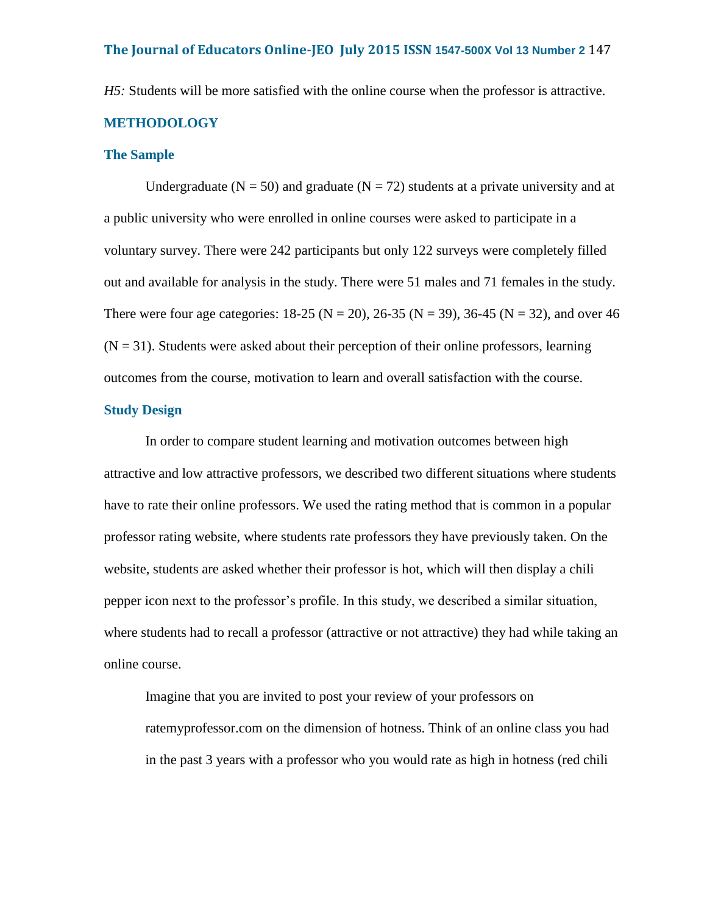*H5:* Students will be more satisfied with the online course when the professor is attractive.

## METHODOLOGY

### The Sample

Undergraduate (N = 50) and graduate (N = 72) students at a private university and at a public university who were enrolled in online courses were asked to participate in a voluntary survey. There were 242 participants but only 122 surveys were completely filled out and available for analysis in the study. There were 51 males and 71 females in the study. There were four age categories: 18-25 (N = 20), 26-35 (N = 39), 36-45 (N = 32), and over 46 (N = 31). Students were asked about their perception of their online professors, learning outcomes from the course, motivation to learn and overall satisfaction with the course.

### Study Design

In order to compare student learning and motivation outcomes between high attractive and low attractive professors, we described two different situations where students have to rate their online professors. We used the rating method that is common in a popular professor rating website, where students rate professors they have previously taken. On the website, students are asked whether their professor is hot, which will then display a chili pepper icon next to the professor's profile. In this study, we described a similar situation, where students had to recall a professor (attractive or not attractive) they had while taking an online course.

> Imagine that you are invited to post your review of your professors on ratemyprofessor.com on the dimension of hotness. Think of an online class you had in the past 3 years with a professor who you would rate as high in hotness (red chili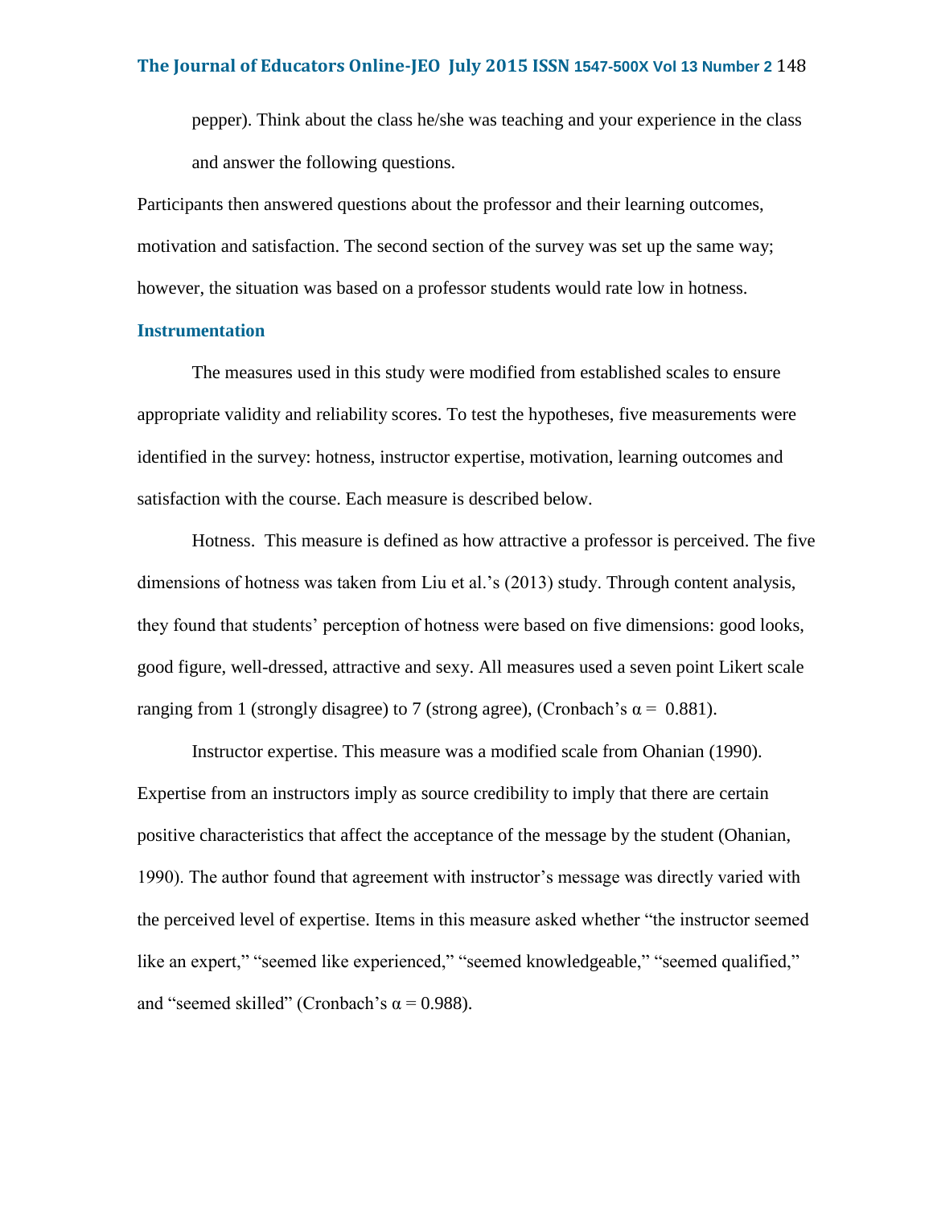pepper). Think about the class he/she was teaching and your experience in the class and answer the following questions.

Participants then answered questions about the professor and their learning outcomes, motivation and satisfaction. The second section of the survey was set up the same way; however, the situation was based on a professor students would rate low in hotness.

## Instrumentation

The measures used in this study were modified from established scales to ensure appropriate validity and reliability scores. To test the hypotheses, five measurements were identified in the survey: hotness, instructor expertise, motivation, learning outcomes and satisfaction with the course. Each measure is described below.

Hotness. This measure is defined as how attractive a professor is perceived. The five dimensions of hotness was taken from Liu et al.'s (2013) study. Through content analysis, they found that students' perception of hotness were based on five dimensions: good looks, good figure, well-dressed, attractive and sexy. All measures used a seven point Likert scale ranging from 1 (strongly disagree) to 7 (strong agree), (Cronbach's $\alpha = 0.881$).

Instructor expertise. This measure was a modified scale from Ohanian (1990). Expertise from an instructors imply as source credibility to imply that there are certain positive characteristics that affect the acceptance of the message by the student (Ohanian, 1990). The author found that agreement with instructor's message was directly varied with the perceived level of expertise. Items in this measure asked whether "the instructor seemed like an expert," "seemed like experienced," "seemed knowledgeable," "seemed qualified," and "seemed skilled" (Cronbach's $\alpha = 0.988$).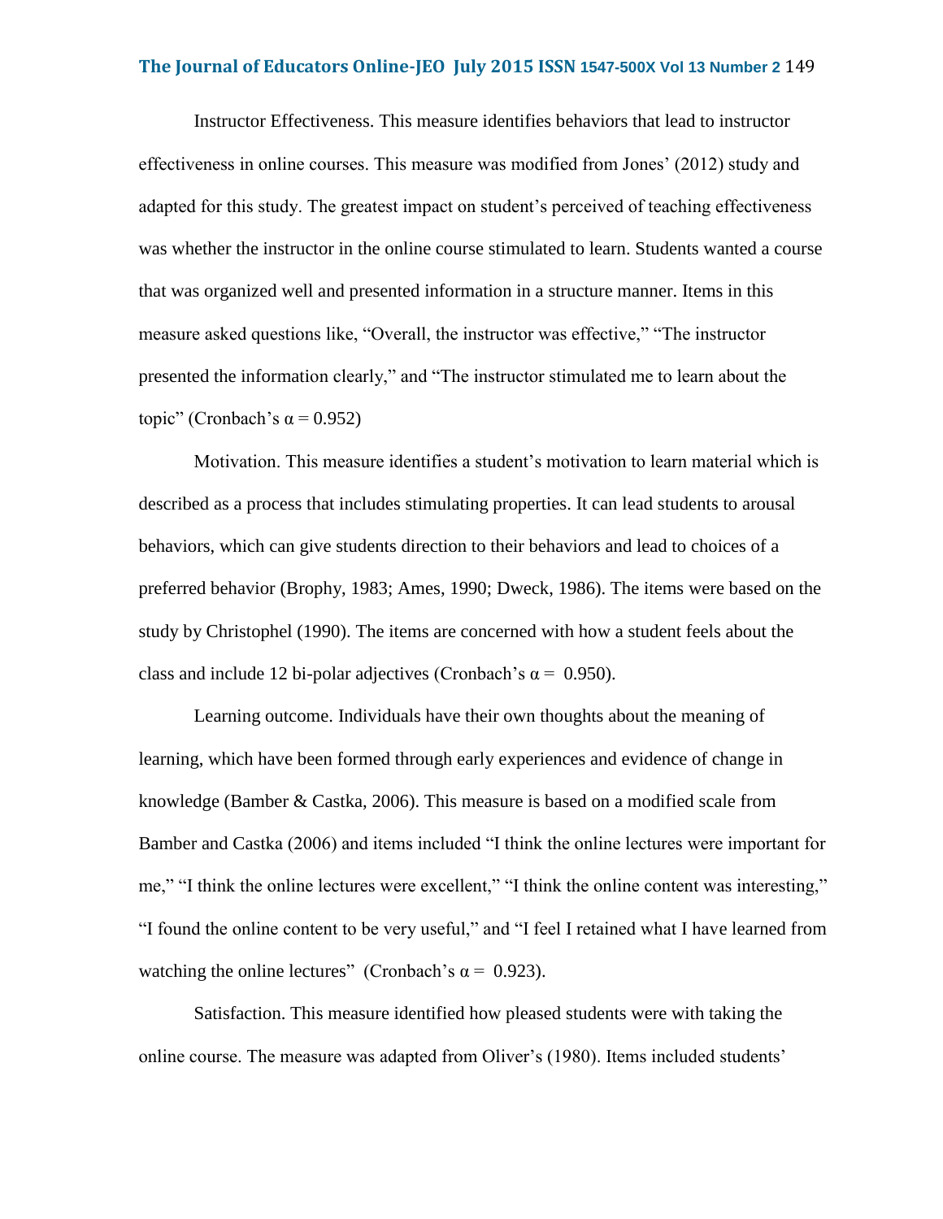Instructor Effectiveness. This measure identifies behaviors that lead to instructor effectiveness in online courses. This measure was modified from Jones' (2012) study and adapted for this study. The greatest impact on student's perceived of teaching effectiveness was whether the instructor in the online course stimulated to learn. Students wanted a course that was organized well and presented information in a structure manner. Items in this measure asked questions like, "Overall, the instructor was effective," "The instructor presented the information clearly," and "The instructor stimulated me to learn about the topic" (Cronbach's $\alpha = 0.952$)

Motivation. This measure identifies a student's motivation to learn material which is described as a process that includes stimulating properties. It can lead students to arousal behaviors, which can give students direction to their behaviors and lead to choices of a preferred behavior (Brophy, 1983; Ames, 1990; Dweck, 1986). The items were based on the study by Christophel (1990). The items are concerned with how a student feels about the class and include 12 bi-polar adjectives (Cronbach's $\alpha = 0.950$).

Learning outcome. Individuals have their own thoughts about the meaning of learning, which have been formed through early experiences and evidence of change in knowledge (Bamber & Castka, 2006). This measure is based on a modified scale from Bamber and Castka (2006) and items included "I think the online lectures were important for me," "I think the online lectures were excellent," "I think the online content was interesting," "I found the online content to be very useful," and "I feel I retained what I have learned from watching the online lectures" (Cronbach's $\alpha = 0.923$).

Satisfaction. This measure identified how pleased students were with taking the online course. The measure was adapted from Oliver's (1980). Items included students'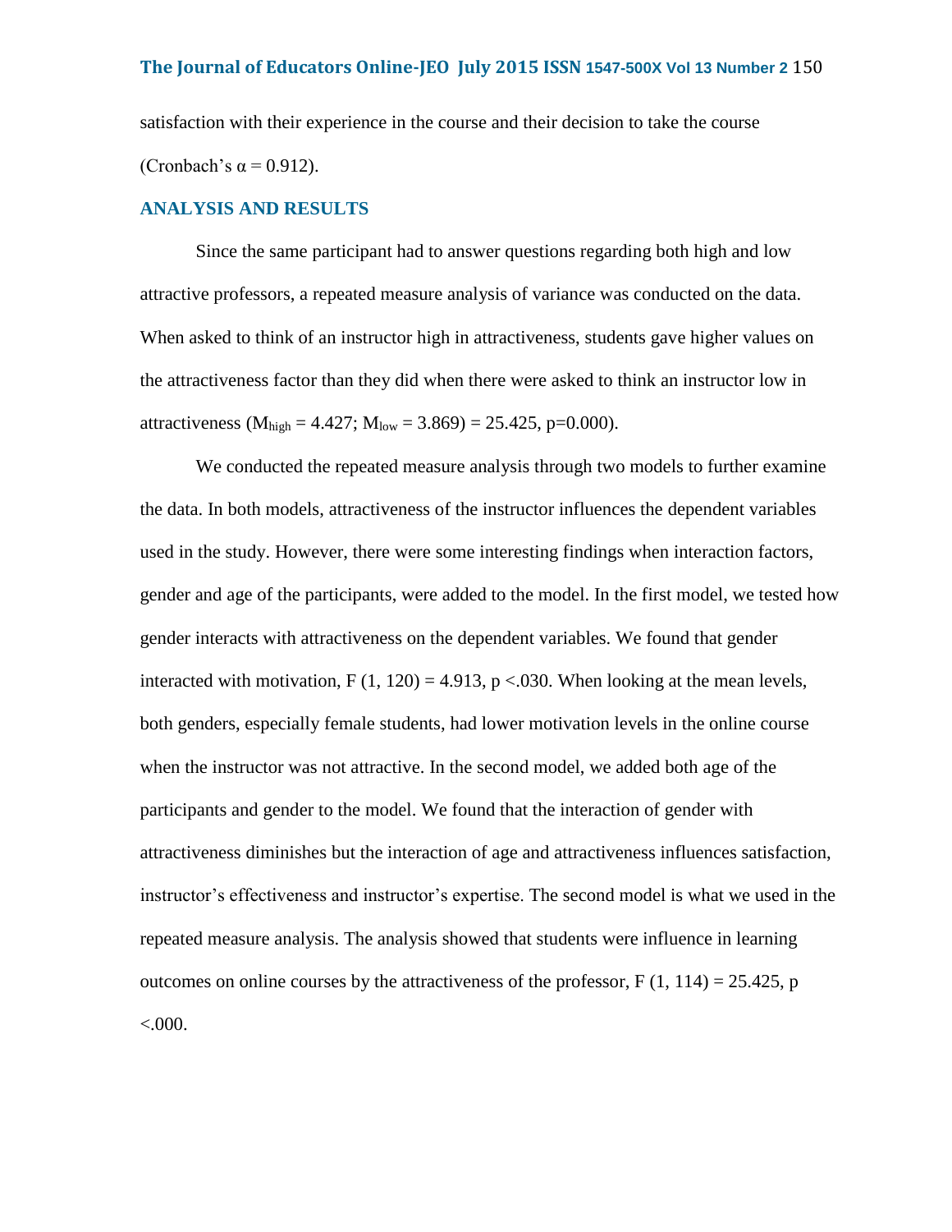satisfaction with their experience in the course and their decision to take the course (Cronbach's $\alpha = 0.912$).

## ANALYSIS AND RESULTS

Since the same participant had to answer questions regarding both high and low attractive professors, a repeated measure analysis of variance was conducted on the data. When asked to think of an instructor high in attractiveness, students gave higher values on the attractiveness factor than they did when there were asked to think an instructor low in attractiveness ($M_{high} = 4.427$; $M_{low} = 3.869$) = 25.425, p=0.000).

We conducted the repeated measure analysis through two models to further examine the data. In both models, attractiveness of the instructor influences the dependent variables used in the study. However, there were some interesting findings when interaction factors, gender and age of the participants, were added to the model. In the first model, we tested how gender interacts with attractiveness on the dependent variables. We found that gender interacted with motivation, $F(1, 120) = 4.913$, $p < .030$. When looking at the mean levels, both genders, especially female students, had lower motivation levels in the online course when the instructor was not attractive. In the second model, we added both age of the participants and gender to the model. We found that the interaction of gender with attractiveness diminishes but the interaction of age and attractiveness influences satisfaction, instructor's effectiveness and instructor's expertise. The second model is what we used in the repeated measure analysis. The analysis showed that students were influence in learning outcomes on online courses by the attractiveness of the professor, $F(1, 114) = 25.425$, $p < .000$.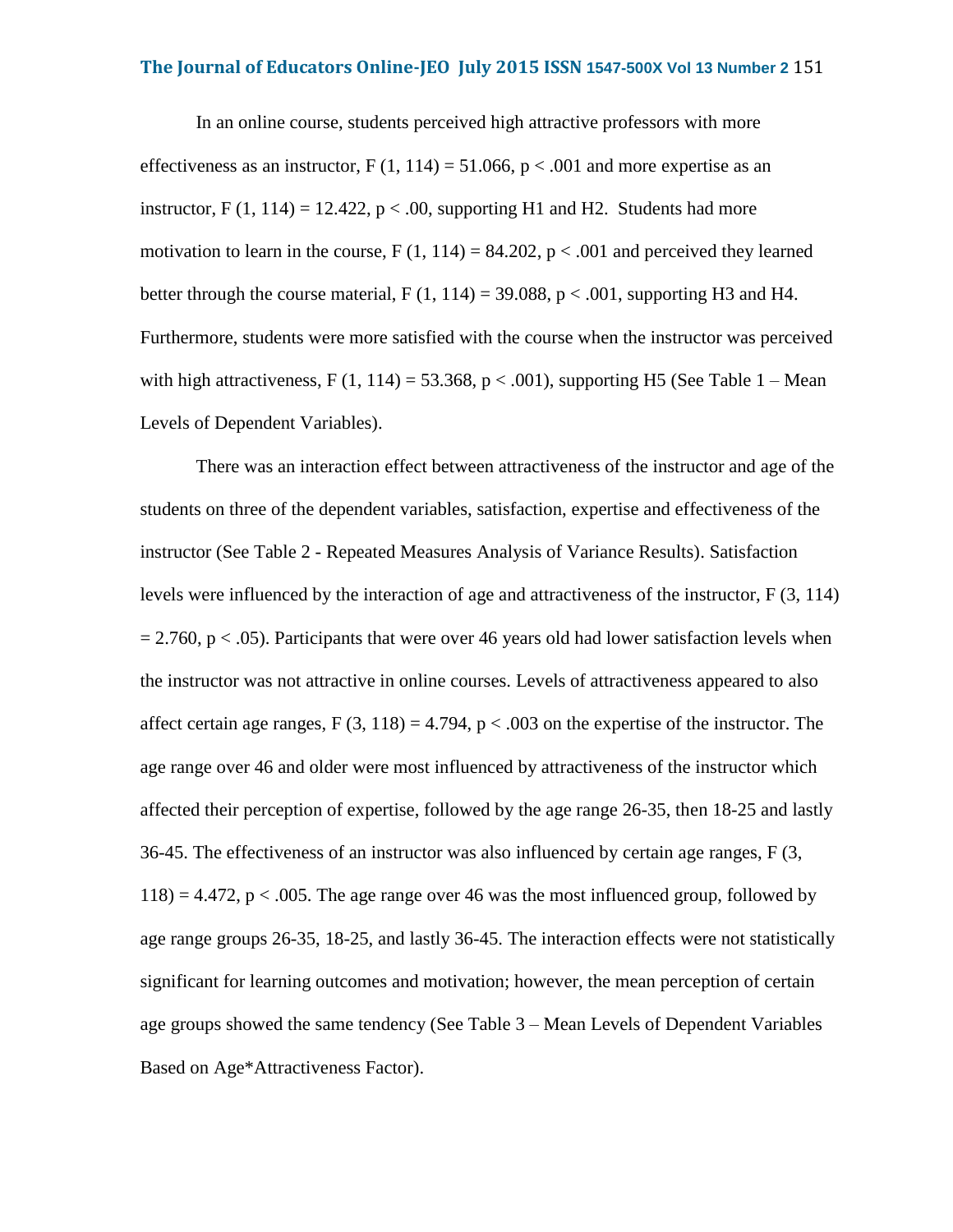In an online course, students perceived high attractive professors with more effectiveness as an instructor, $F(1, 114) = 51.066$, $p < .001$ and more expertise as an instructor, $F(1, 114) = 12.422$, $p < .00$, supporting H1 and H2. Students had more motivation to learn in the course, $F(1, 114) = 84.202$, $p < .001$ and perceived they learned better through the course material, $F(1, 114) = 39.088$, $p < .001$, supporting H3 and H4. Furthermore, students were more satisfied with the course when the instructor was perceived with high attractiveness, $F(1, 114) = 53.368$, $p < .001$), supporting H5 (See Table 1 – Mean Levels of Dependent Variables).

There was an interaction effect between attractiveness of the instructor and age of the students on three of the dependent variables, satisfaction, expertise and effectiveness of the instructor (See Table 2 - Repeated Measures Analysis of Variance Results). Satisfaction levels were influenced by the interaction of age and attractiveness of the instructor, $F(3, 114) = 2.760$, $p < .05$). Participants that were over 46 years old had lower satisfaction levels when the instructor was not attractive in online courses. Levels of attractiveness appeared to also affect certain age ranges, $F(3, 118) = 4.794$, $p < .003$ on the expertise of the instructor. The age range over 46 and older were most influenced by attractiveness of the instructor which affected their perception of expertise, followed by the age range 26-35, then 18-25 and lastly 36-45. The effectiveness of an instructor was also influenced by certain age ranges, $F(3, 118) = 4.472$, $p < .005$. The age range over 46 was the most influenced group, followed by age range groups 26-35, 18-25, and lastly 36-45. The interaction effects were not statistically significant for learning outcomes and motivation; however, the mean perception of certain age groups showed the same tendency (See Table 3 – Mean Levels of Dependent Variables Based on Age*Attractiveness Factor).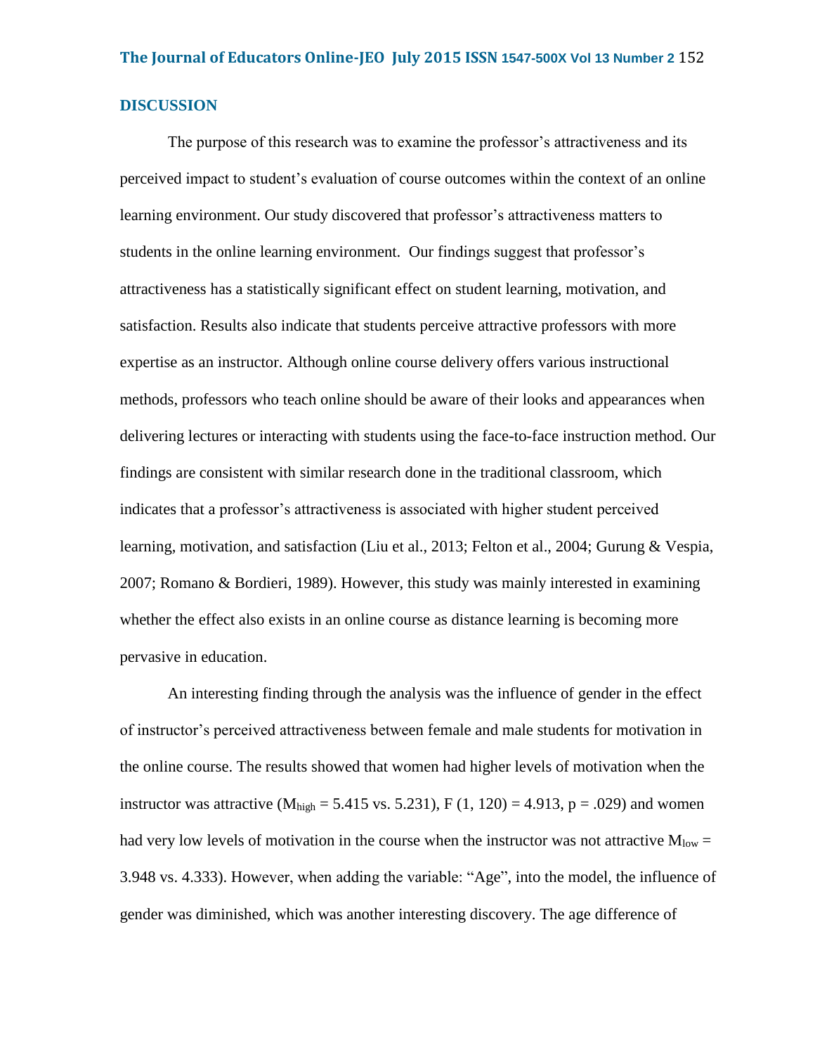## DISCUSSION

The purpose of this research was to examine the professor's attractiveness and its perceived impact to student's evaluation of course outcomes within the context of an online learning environment. Our study discovered that professor's attractiveness matters to students in the online learning environment. Our findings suggest that professor's attractiveness has a statistically significant effect on student learning, motivation, and satisfaction. Results also indicate that students perceive attractive professors with more expertise as an instructor. Although online course delivery offers various instructional methods, professors who teach online should be aware of their looks and appearances when delivering lectures or interacting with students using the face-to-face instruction method. Our findings are consistent with similar research done in the traditional classroom, which indicates that a professor's attractiveness is associated with higher student perceived learning, motivation, and satisfaction (Liu et al., 2013; Felton et al., 2004; Gurung & Vespia, 2007; Romano & Bordieri, 1989). However, this study was mainly interested in examining whether the effect also exists in an online course as distance learning is becoming more pervasive in education.

An interesting finding through the analysis was the influence of gender in the effect of instructor's perceived attractiveness between female and male students for motivation in the online course. The results showed that women had higher levels of motivation when the instructor was attractive ($M_{high}$ = 5.415 vs. 5.231), $F$ (1, 120) = 4.913, $p$ = .029) and women had very low levels of motivation in the course when the instructor was not attractive $M_{low}$ = 3.948 vs. 4.333). However, when adding the variable: "Age", into the model, the influence of gender was diminished, which was another interesting discovery. The age difference of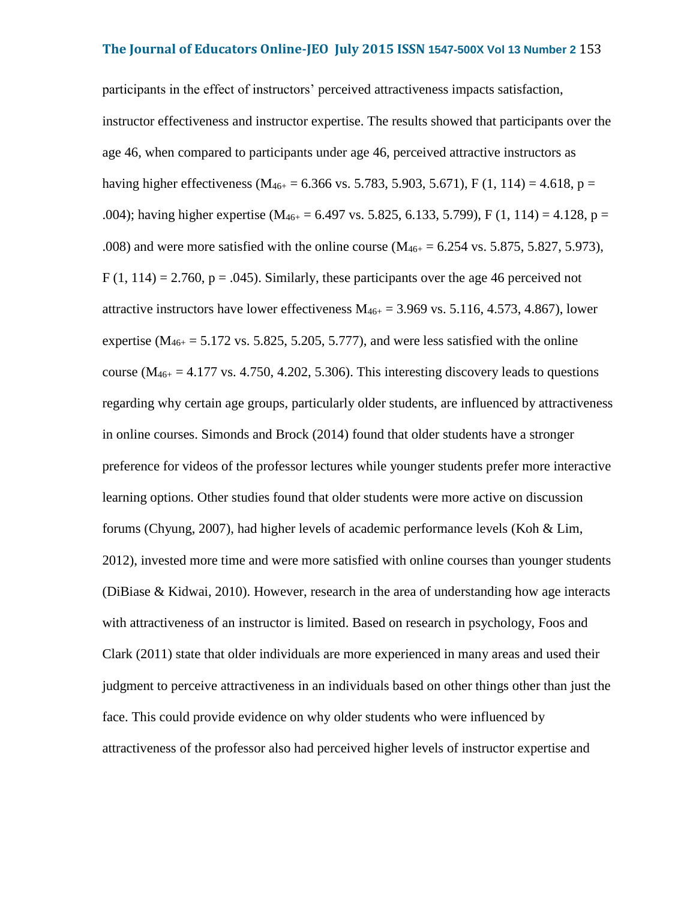participants in the effect of instructors' perceived attractiveness impacts satisfaction, instructor effectiveness and instructor expertise. The results showed that participants over the age 46, when compared to participants under age 46, perceived attractive instructors as having higher effectiveness ($M_{46+}$ = 6.366 vs. 5.783, 5.903, 5.671), $F(1, 114) = 4.618$, $p = .004$); having higher expertise ($M_{46+}$ = 6.497 vs. 5.825, 6.133, 5.799), $F(1, 114) = 4.128$, $p = .008$) and were more satisfied with the online course ($M_{46+}$ = 6.254 vs. 5.875, 5.827, 5.973), $F(1, 114) = 2.760$, $p = .045$). Similarly, these participants over the age 46 perceived not attractive instructors have lower effectiveness $M_{46+}$ = 3.969 vs. 5.116, 4.573, 4.867), lower expertise ($M_{46+}$ = 5.172 vs. 5.825, 5.205, 5.777), and were less satisfied with the online course ($M_{46+}$ = 4.177 vs. 4.750, 4.202, 5.306). This interesting discovery leads to questions regarding why certain age groups, particularly older students, are influenced by attractiveness in online courses. Simonds and Brock (2014) found that older students have a stronger preference for videos of the professor lectures while younger students prefer more interactive learning options. Other studies found that older students were more active on discussion forums (Chyung, 2007), had higher levels of academic performance levels (Koh & Lim, 2012), invested more time and were more satisfied with online courses than younger students (DiBiase & Kidwai, 2010). However, research in the area of understanding how age interacts with attractiveness of an instructor is limited. Based on research in psychology, Foos and Clark (2011) state that older individuals are more experienced in many areas and used their judgment to perceive attractiveness in an individuals based on other things other than just the face. This could provide evidence on why older students who were influenced by attractiveness of the professor also had perceived higher levels of instructor expertise and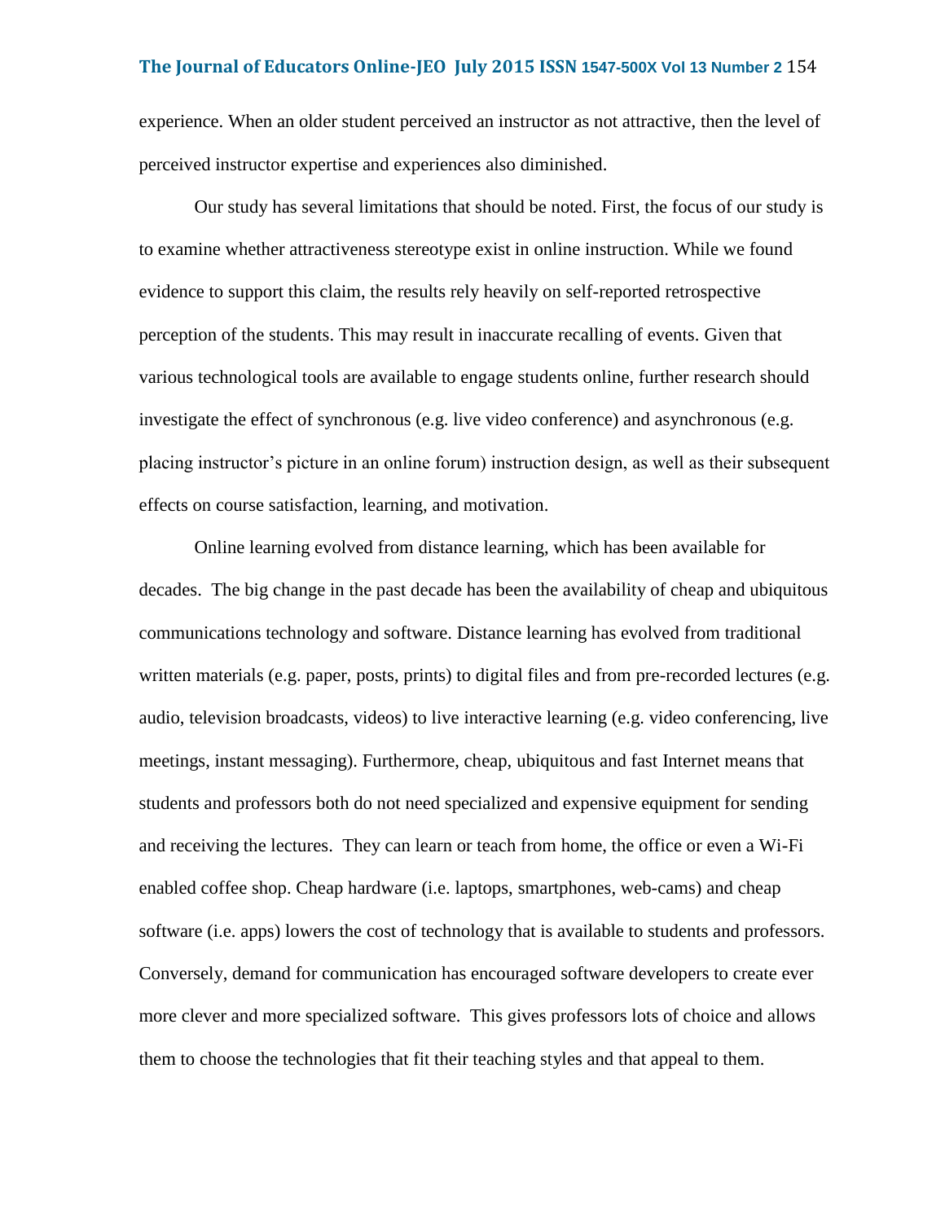experience. When an older student perceived an instructor as not attractive, then the level of perceived instructor expertise and experiences also diminished.

Our study has several limitations that should be noted. First, the focus of our study is to examine whether attractiveness stereotype exist in online instruction. While we found evidence to support this claim, the results rely heavily on self-reported retrospective perception of the students. This may result in inaccurate recalling of events. Given that various technological tools are available to engage students online, further research should investigate the effect of synchronous (e.g. live video conference) and asynchronous (e.g. placing instructor's picture in an online forum) instruction design, as well as their subsequent effects on course satisfaction, learning, and motivation.

Online learning evolved from distance learning, which has been available for decades. The big change in the past decade has been the availability of cheap and ubiquitous communications technology and software. Distance learning has evolved from traditional written materials (e.g. paper, posts, prints) to digital files and from pre-recorded lectures (e.g. audio, television broadcasts, videos) to live interactive learning (e.g. video conferencing, live meetings, instant messaging). Furthermore, cheap, ubiquitous and fast Internet means that students and professors both do not need specialized and expensive equipment for sending and receiving the lectures. They can learn or teach from home, the office or even a Wi-Fi enabled coffee shop. Cheap hardware (i.e. laptops, smartphones, web-cams) and cheap software (i.e. apps) lowers the cost of technology that is available to students and professors. Conversely, demand for communication has encouraged software developers to create ever more clever and more specialized software. This gives professors lots of choice and allows them to choose the technologies that fit their teaching styles and that appeal to them.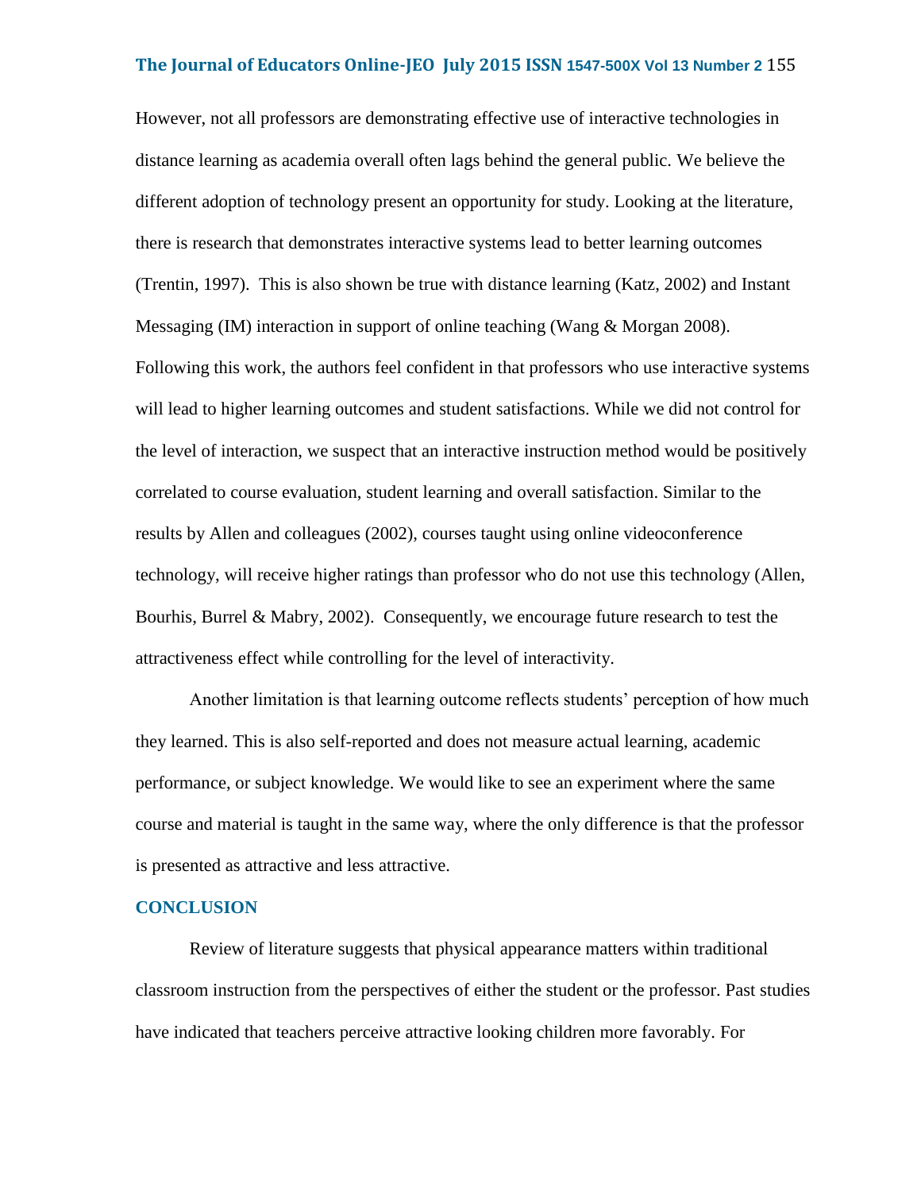However, not all professors are demonstrating effective use of interactive technologies in distance learning as academia overall often lags behind the general public. We believe the different adoption of technology present an opportunity for study. Looking at the literature, there is research that demonstrates interactive systems lead to better learning outcomes (Trentin, 1997). This is also shown be true with distance learning (Katz, 2002) and Instant Messaging (IM) interaction in support of online teaching (Wang & Morgan 2008). Following this work, the authors feel confident in that professors who use interactive systems will lead to higher learning outcomes and student satisfactions. While we did not control for the level of interaction, we suspect that an interactive instruction method would be positively correlated to course evaluation, student learning and overall satisfaction. Similar to the results by Allen and colleagues (2002), courses taught using online videoconference technology, will receive higher ratings than professor who do not use this technology (Allen, Bourhis, Burrel & Mabry, 2002). Consequently, we encourage future research to test the attractiveness effect while controlling for the level of interactivity.

Another limitation is that learning outcome reflects students' perception of how much they learned. This is also self-reported and does not measure actual learning, academic performance, or subject knowledge. We would like to see an experiment where the same course and material is taught in the same way, where the only difference is that the professor is presented as attractive and less attractive.

## CONCLUSION

Review of literature suggests that physical appearance matters within traditional classroom instruction from the perspectives of either the student or the professor. Past studies have indicated that teachers perceive attractive looking children more favorably. For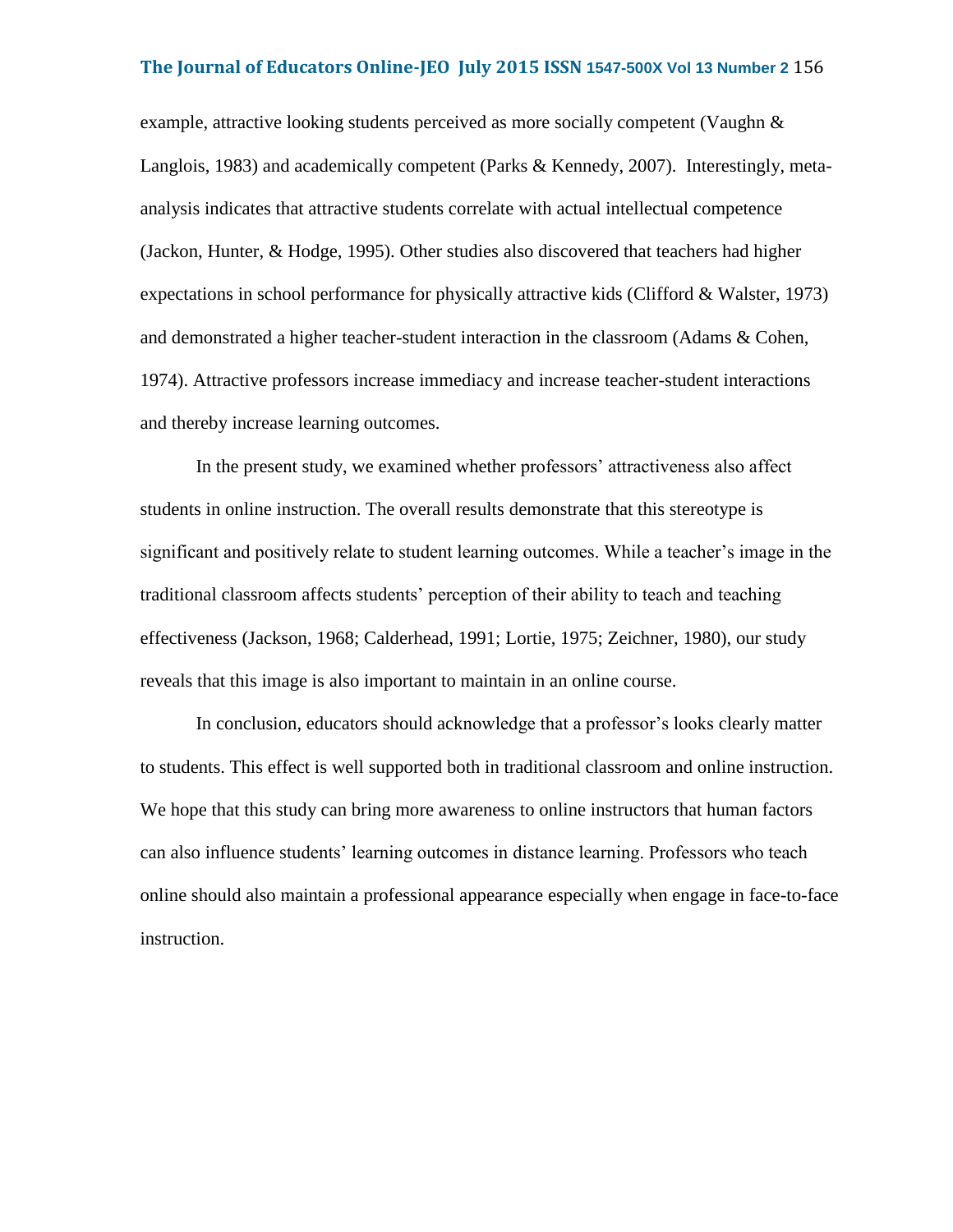example, attractive looking students perceived as more socially competent (Vaughn & Langlois, 1983) and academically competent (Parks & Kennedy, 2007). Interestingly, meta-analysis indicates that attractive students correlate with actual intellectual competence (Jackon, Hunter, & Hodge, 1995). Other studies also discovered that teachers had higher expectations in school performance for physically attractive kids (Clifford & Walster, 1973) and demonstrated a higher teacher-student interaction in the classroom (Adams & Cohen, 1974). Attractive professors increase immediacy and increase teacher-student interactions and thereby increase learning outcomes.

In the present study, we examined whether professors' attractiveness also affect students in online instruction. The overall results demonstrate that this stereotype is significant and positively relate to student learning outcomes. While a teacher's image in the traditional classroom affects students' perception of their ability to teach and teaching effectiveness (Jackson, 1968; Calderhead, 1991; Lortie, 1975; Zeichner, 1980), our study reveals that this image is also important to maintain in an online course.

In conclusion, educators should acknowledge that a professor's looks clearly matter to students. This effect is well supported both in traditional classroom and online instruction. We hope that this study can bring more awareness to online instructors that human factors can also influence students' learning outcomes in distance learning. Professors who teach online should also maintain a professional appearance especially when engage in face-to-face instruction.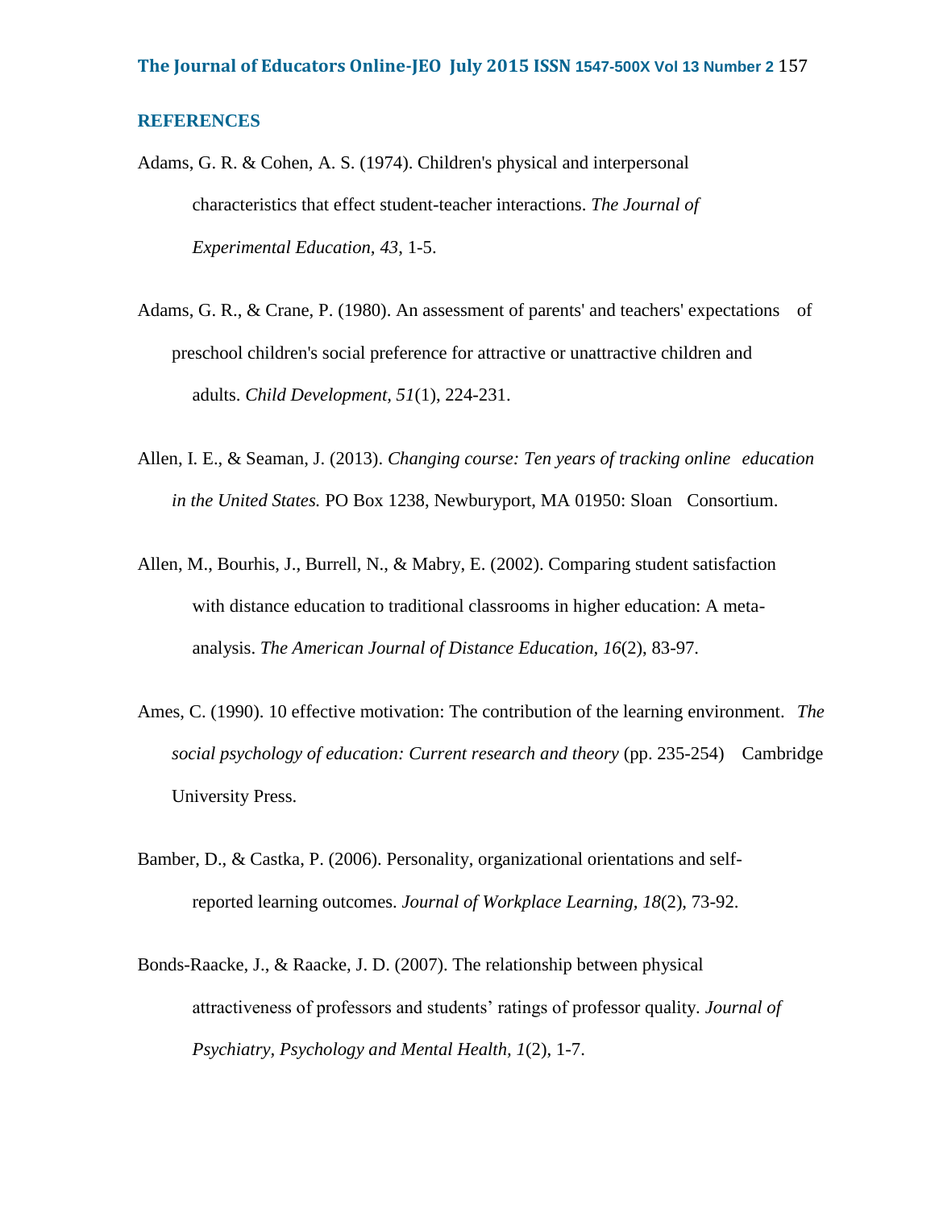## REFERENCES

Adams, G. R. & Cohen, A. S. (1974). Children's physical and interpersonal characteristics that effect student-teacher interactions. *The Journal of Experimental Education, 43*, 1-5.

Adams, G. R., & Crane, P. (1980). An assessment of parents' and teachers' expectations of preschool children's social preference for attractive or unattractive children and adults. *Child Development, 51*(1), 224-231.

Allen, I. E., & Seaman, J. (2013). *Changing course: Ten years of tracking online education in the United States.* PO Box 1238, Newburyport, MA 01950: Sloan Consortium.

Allen, M., Bourhis, J., Burrell, N., & Mabry, E. (2002). Comparing student satisfaction with distance education to traditional classrooms in higher education: A meta-analysis. *The American Journal of Distance Education, 16*(2), 83-97.

Ames, C. (1990). 10 effective motivation: The contribution of the learning environment. *The social psychology of education: Current research and theory* (pp. 235-254) Cambridge University Press.

Bamber, D., & Castka, P. (2006). Personality, organizational orientations and self-reported learning outcomes. *Journal of Workplace Learning, 18*(2), 73-92.

Bonds-Raacke, J., & Raacke, J. D. (2007). The relationship between physical attractiveness of professors and students' ratings of professor quality. *Journal of Psychiatry, Psychology and Mental Health, 1*(2), 1-7.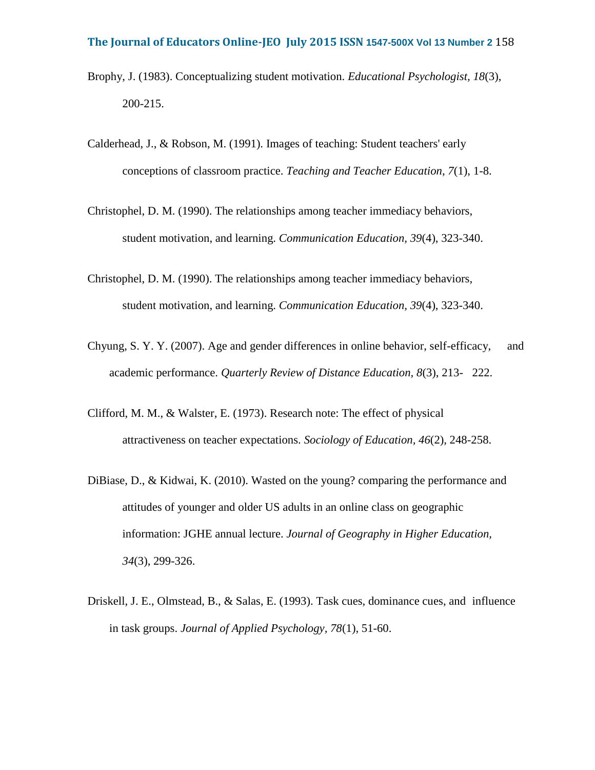Brophy, J. (1983). Conceptualizing student motivation. *Educational Psychologist, 18*(3), 200-215.

Calderhead, J., & Robson, M. (1991). Images of teaching: Student teachers' early conceptions of classroom practice. *Teaching and Teacher Education, 7*(1), 1-8.

Christophel, D. M. (1990). The relationships among teacher immediacy behaviors, student motivation, and learning. *Communication Education, 39*(4), 323-340.

Christophel, D. M. (1990). The relationships among teacher immediacy behaviors, student motivation, and learning. *Communication Education, 39*(4), 323-340.

Chyung, S. Y. Y. (2007). Age and gender differences in online behavior, self-efficacy, and academic performance. *Quarterly Review of Distance Education, 8*(3), 213- 222.

Clifford, M. M., & Walster, E. (1973). Research note: The effect of physical attractiveness on teacher expectations. *Sociology of Education, 46*(2), 248-258.

DiBiase, D., & Kidwai, K. (2010). Wasted on the young? comparing the performance and attitudes of younger and older US adults in an online class on geographic information: JGHE annual lecture. *Journal of Geography in Higher Education, 34*(3), 299-326.

Driskell, J. E., Olmstead, B., & Salas, E. (1993). Task cues, dominance cues, and influence in task groups. *Journal of Applied Psychology, 78*(1), 51-60.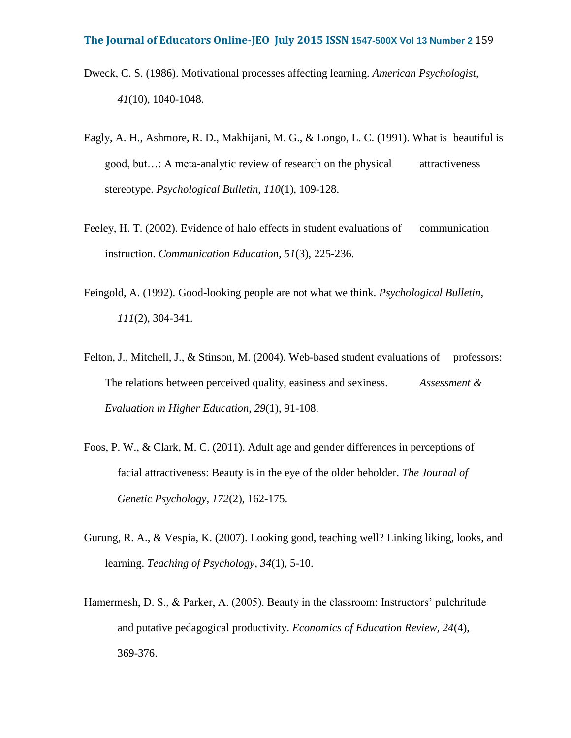Dweck, C. S. (1986). Motivational processes affecting learning. *American Psychologist, 41*(10), 1040-1048.

Eagly, A. H., Ashmore, R. D., Makhijani, M. G., & Longo, L. C. (1991). What is beautiful is good, but…: A meta-analytic review of research on the physical attractiveness stereotype. *Psychological Bulletin, 110*(1), 109-128.

Feeley, H. T. (2002). Evidence of halo effects in student evaluations of communication instruction. *Communication Education, 51*(3), 225-236.

Feingold, A. (1992). Good-looking people are not what we think. *Psychological Bulletin, 111*(2), 304-341.

Felton, J., Mitchell, J., & Stinson, M. (2004). Web-based student evaluations of professors: The relations between perceived quality, easiness and sexiness. *Assessment & Evaluation in Higher Education, 29*(1), 91-108.

Foos, P. W., & Clark, M. C. (2011). Adult age and gender differences in perceptions of facial attractiveness: Beauty is in the eye of the older beholder. *The Journal of Genetic Psychology, 172*(2), 162-175.

Gurung, R. A., & Vespia, K. (2007). Looking good, teaching well? Linking liking, looks, and learning. *Teaching of Psychology, 34*(1), 5-10.

Hamermesh, D. S., & Parker, A. (2005). Beauty in the classroom: Instructors' pulchritude and putative pedagogical productivity. *Economics of Education Review, 24*(4), 369-376.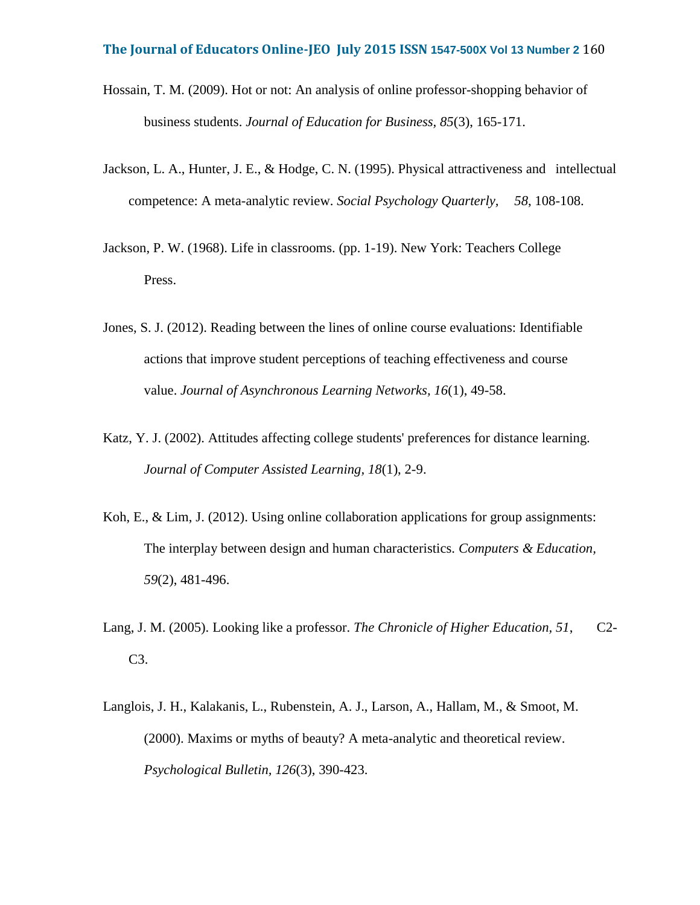Hossain, T. M. (2009). Hot or not: An analysis of online professor-shopping behavior of business students. *Journal of Education for Business, 85*(3), 165-171.

Jackson, L. A., Hunter, J. E., & Hodge, C. N. (1995). Physical attractiveness and intellectual competence: A meta-analytic review. *Social Psychology Quarterly, 58*, 108-108.

Jackson, P. W. (1968). Life in classrooms. (pp. 1-19). New York: Teachers College Press.

Jones, S. J. (2012). Reading between the lines of online course evaluations: Identifiable actions that improve student perceptions of teaching effectiveness and course value. *Journal of Asynchronous Learning Networks, 16*(1), 49-58.

Katz, Y. J. (2002). Attitudes affecting college students' preferences for distance learning. *Journal of Computer Assisted Learning, 18*(1), 2-9.

Koh, E., & Lim, J. (2012). Using online collaboration applications for group assignments: The interplay between design and human characteristics. *Computers & Education, 59*(2), 481-496.

Lang, J. M. (2005). Looking like a professor. *The Chronicle of Higher Education, 51*, C2-C3.

Langlois, J. H., Kalakanis, L., Rubenstein, A. J., Larson, A., Hallam, M., & Smoot, M. (2000). Maxims or myths of beauty? A meta-analytic and theoretical review. *Psychological Bulletin, 126*(3), 390-423.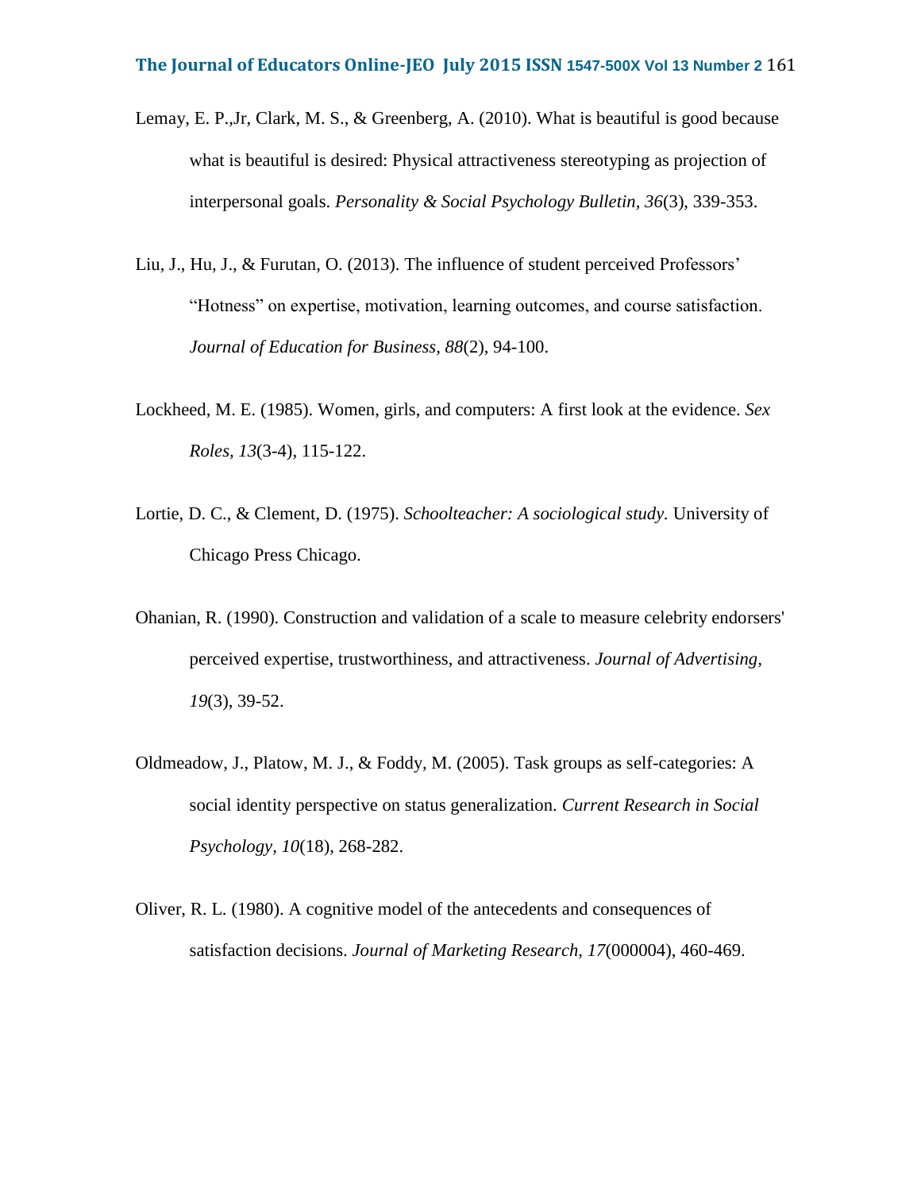Lemay, E. P.,Jr, Clark, M. S., & Greenberg, A. (2010). What is beautiful is good because what is beautiful is desired: Physical attractiveness stereotyping as projection of interpersonal goals. *Personality & Social Psychology Bulletin, 36*(3), 339-353.

Liu, J., Hu, J., & Furutan, O. (2013). The influence of student perceived Professors' "Hotness" on expertise, motivation, learning outcomes, and course satisfaction. *Journal of Education for Business, 88*(2), 94-100.

Lockheed, M. E. (1985). Women, girls, and computers: A first look at the evidence. *Sex Roles, 13*(3-4), 115-122.

Lortie, D. C., & Clement, D. (1975). *Schoolteacher: A sociological study.* University of Chicago Press Chicago.

Ohanian, R. (1990). Construction and validation of a scale to measure celebrity endorsers' perceived expertise, trustworthiness, and attractiveness. *Journal of Advertising, 19*(3), 39-52.

Oldmeadow, J., Platow, M. J., & Foddy, M. (2005). Task groups as self-categories: A social identity perspective on status generalization. *Current Research in Social Psychology, 10*(18), 268-282.

Oliver, R. L. (1980). A cognitive model of the antecedents and consequences of satisfaction decisions. *Journal of Marketing Research, 17*(000004), 460-469.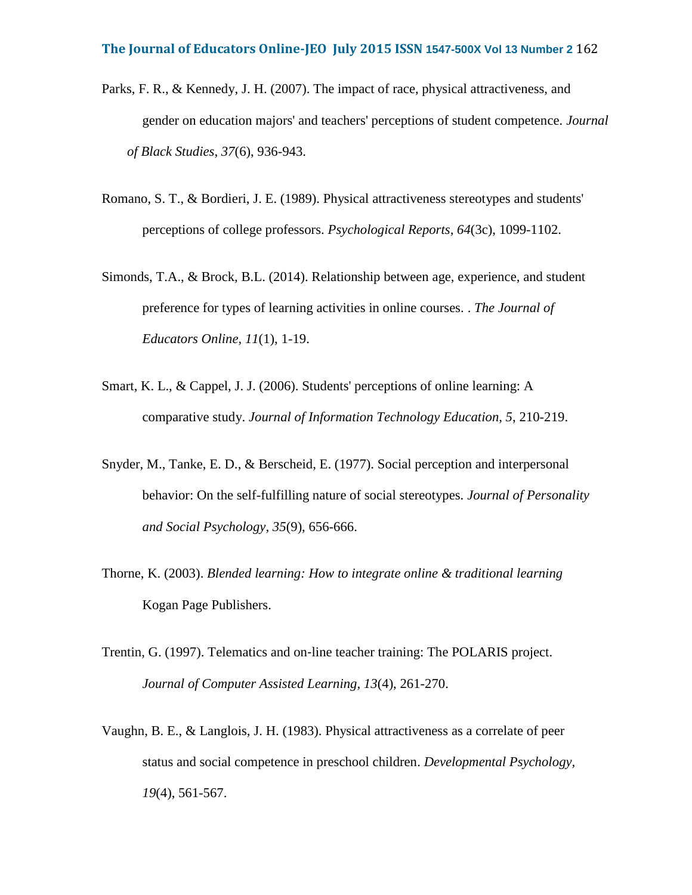Parks, F. R., & Kennedy, J. H. (2007). The impact of race, physical attractiveness, and gender on education majors' and teachers' perceptions of student competence. *Journal of Black Studies, 37*(6), 936-943.

Romano, S. T., & Bordieri, J. E. (1989). Physical attractiveness stereotypes and students' perceptions of college professors. *Psychological Reports, 64*(3c), 1099-1102.

Simonds, T.A., & Brock, B.L. (2014). Relationship between age, experience, and student preference for types of learning activities in online courses. . *The Journal of Educators Online*, *11*(1), 1-19.

Smart, K. L., & Cappel, J. J. (2006). Students' perceptions of online learning: A comparative study. *Journal of Information Technology Education, 5*, 210-219.

Snyder, M., Tanke, E. D., & Berscheid, E. (1977). Social perception and interpersonal behavior: On the self-fulfilling nature of social stereotypes. *Journal of Personality and Social Psychology, 35*(9), 656-666.

Thorne, K. (2003). *Blended learning: How to integrate online & traditional learning* Kogan Page Publishers.

Trentin, G. (1997). Telematics and on-line teacher training: The POLARIS project. *Journal of Computer Assisted Learning, 13*(4), 261-270.

Vaughn, B. E., & Langlois, J. H. (1983). Physical attractiveness as a correlate of peer status and social competence in preschool children. *Developmental Psychology, 19*(4), 561-567.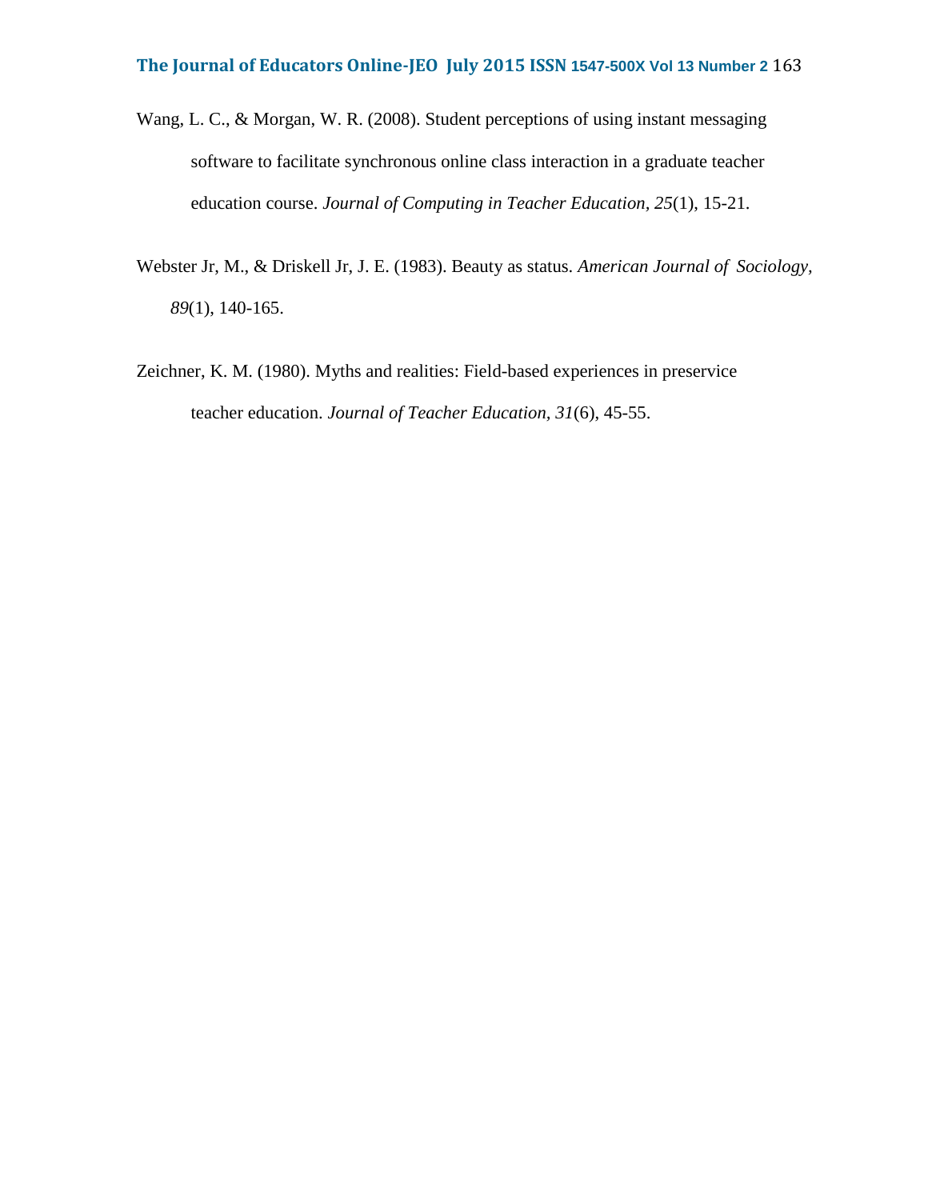Wang, L. C., & Morgan, W. R. (2008). Student perceptions of using instant messaging software to facilitate synchronous online class interaction in a graduate teacher education course. *Journal of Computing in Teacher Education, 25*(1), 15-21.

Webster Jr, M., & Driskell Jr, J. E. (1983). Beauty as status. *American Journal of Sociology, 89*(1), 140-165.

Zeichner, K. M. (1980). Myths and realities: Field-based experiences in preservice teacher education. *Journal of Teacher Education, 31*(6), 45-55.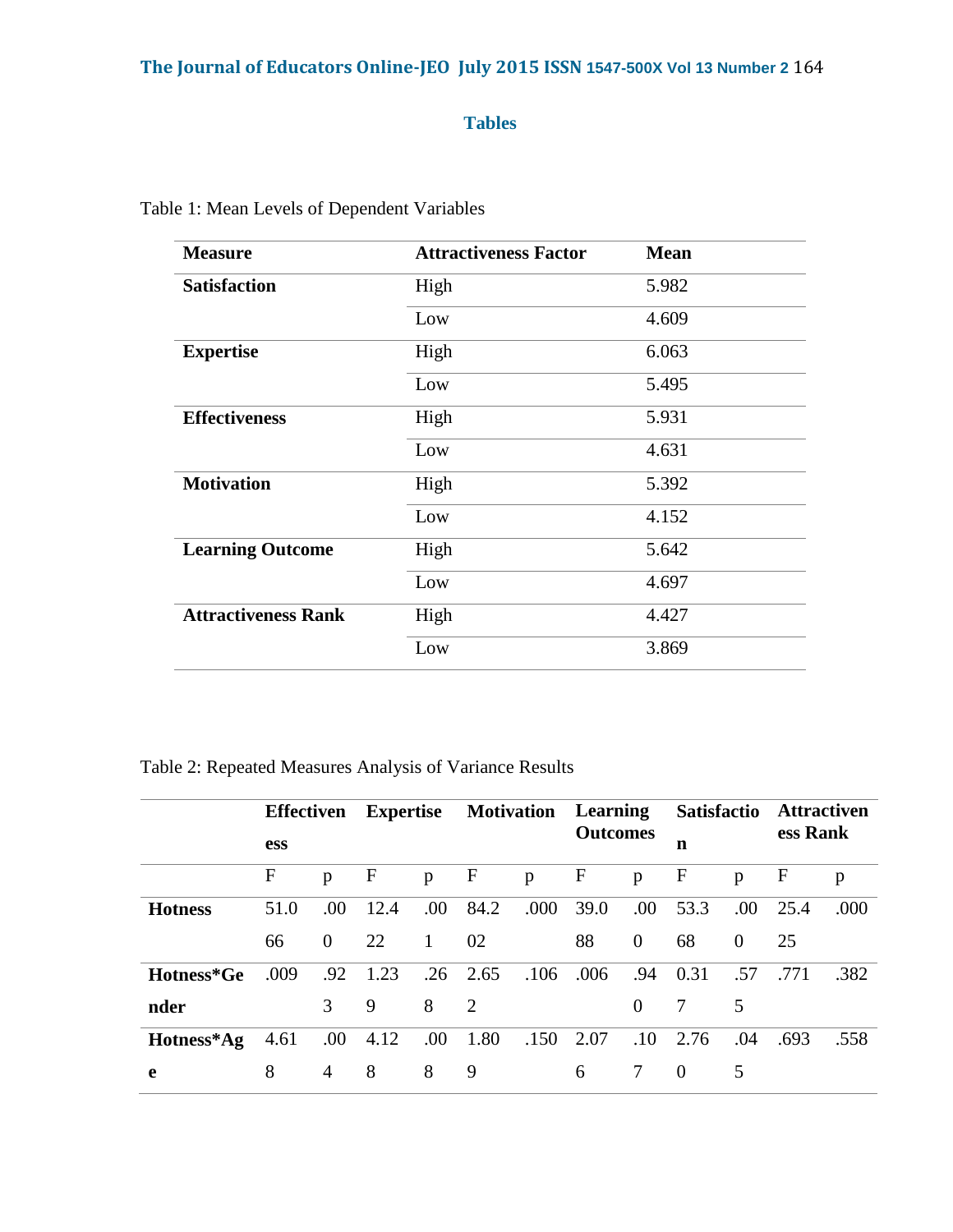## Tables

Table 1: Mean Levels of Dependent Variables

| Measure | Attractiveness Factor | Mean |
|---|---|---|
| **Satisfaction** | High | 5.982 |
| | Low | 4.609 |
| **Expertise** | High | 6.063 |
| | Low | 5.495 |
| **Effectiveness** | High | 5.931 |
| | Low | 4.631 |
| **Motivation** | High | 5.392 |
| | Low | 4.152 |
| **Learning Outcome** | High | 5.642 |
| | Low | 4.697 |
| **Attractiveness Rank** | High | 4.427 |
| | Low | 3.869 |

Table 2: Repeated Measures Analysis of Variance Results

| | **Effectiveness** | | **Expertise** | | **Motivation** | | **Learning Outcomes** | | **Satisfaction** | | **Attractiveness Rank** | |
|---|---|---|---|---|---|---|---|---|---|---|---|---|
| | F | p | F | p | F | p | F | p | F | p | F | p |
| **Hotness** | 51.066 | .000 | 12.422 | .001 | 84.202 | .000 | 39.088 | .000 | 53.368 | .000 | 25.425 | .000 |
| **Hotness*Gender** | .009 | .923 | 1.239 | .268 | 2.652 | .106 | .006 | .940 | 0.317 | .575 | .771 | .382 |
| **Hotness*Age** | 4.618 | .004 | 4.128 | .008 | 1.809 | .150 | 2.076 | .107 | 2.760 | .045 | .693 | .558 |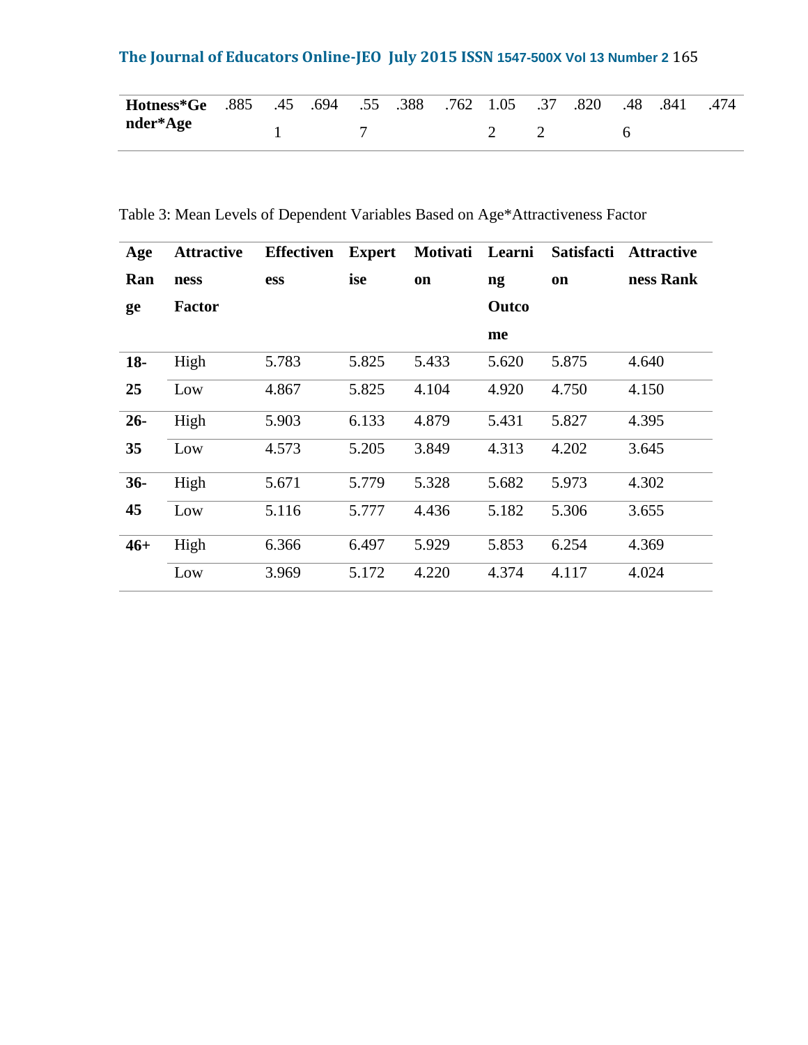| | | | | | | | | | | | | |
|---|---|---|---|---|---|---|---|---|---|---|---|---|
| **Hotness*Gender*Age** | .885 | .451 | .694 | .557 | .388 | .762 | 1.052 | .372 | .820 | .486 | .841 | .474 |

Table 3: Mean Levels of Dependent Variables Based on Age*Attractiveness Factor

| Age Range | Attractiveness Factor | Effectiveness | Expertise | Motivation | Learning Outcome | Satisfaction | Attractiveness Rank |
|---|---|---|---|---|---|---|---|
| **18-25** | High | 5.783 | 5.825 | 5.433 | 5.620 | 5.875 | 4.640 |
| | Low | 4.867 | 5.825 | 4.104 | 4.920 | 4.750 | 4.150 |
| **26-35** | High | 5.903 | 6.133 | 4.879 | 5.431 | 5.827 | 4.395 |
| | Low | 4.573 | 5.205 | 3.849 | 4.313 | 4.202 | 3.645 |
| **36-45** | High | 5.671 | 5.779 | 5.328 | 5.682 | 5.973 | 4.302 |
| | Low | 5.116 | 5.777 | 4.436 | 5.182 | 5.306 | 3.655 |
| **46+** | High | 6.366 | 6.497 | 5.929 | 5.853 | 6.254 | 4.369 |
| | Low | 3.969 | 5.172 | 4.220 | 4.374 | 4.117 | 4.024 |